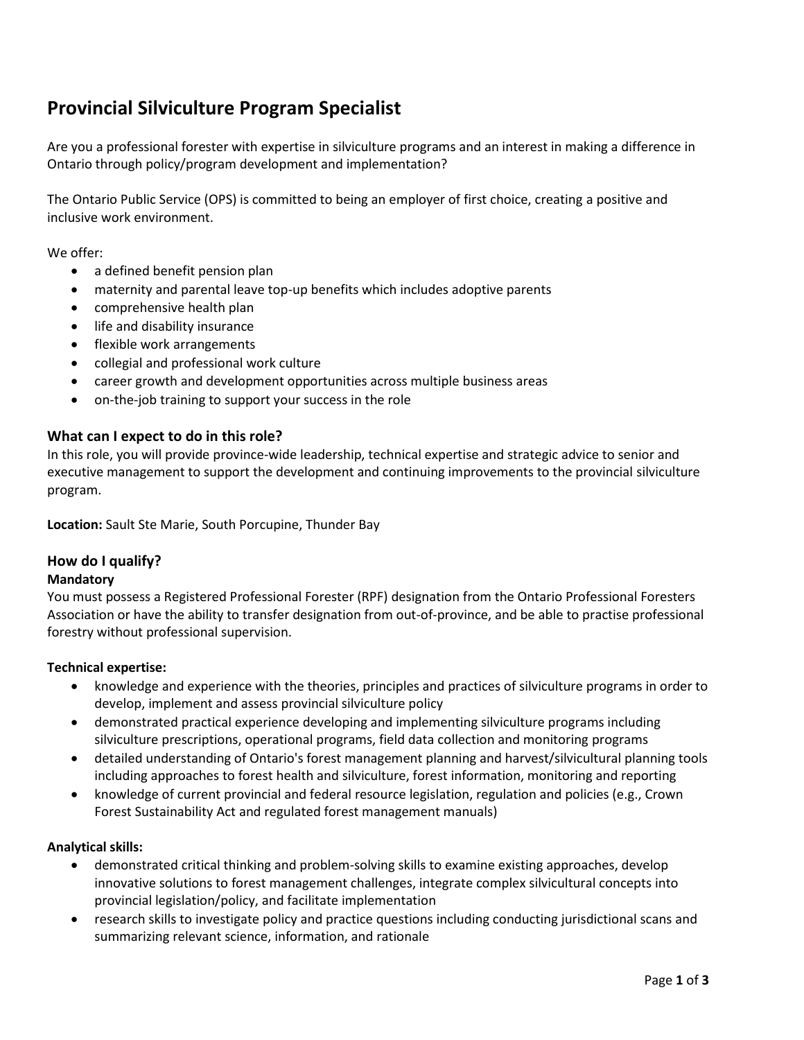# Provincial Silviculture Program Specialist

Are you a professional forester with expertise in silviculture programs and an interest in making a difference in Ontario through policy/program development and implementation?

The Ontario Public Service (OPS) is committed to being an employer of first choice, creating a positive and inclusive work environment.

We offer:

- a defined benefit pension plan
- maternity and parental leave top-up benefits which includes adoptive parents
- comprehensive health plan
- life and disability insurance
- flexible work arrangements
- collegial and professional work culture
- career growth and development opportunities across multiple business areas
- on-the-job training to support your success in the role

## What can I expect to do in this role?

In this role, you will provide province-wide leadership, technical expertise and strategic advice to senior and executive management to support the development and continuing improvements to the provincial silviculture program.

**Location:** Sault Ste Marie, South Porcupine, Thunder Bay

## How do I qualify?

### Mandatory

You must possess a Registered Professional Forester (RPF) designation from the Ontario Professional Foresters Association or have the ability to transfer designation from out-of-province, and be able to practise professional forestry without professional supervision.

**Technical expertise:**

- knowledge and experience with the theories, principles and practices of silviculture programs in order to develop, implement and assess provincial silviculture policy
- demonstrated practical experience developing and implementing silviculture programs including silviculture prescriptions, operational programs, field data collection and monitoring programs
- detailed understanding of Ontario's forest management planning and harvest/silvicultural planning tools including approaches to forest health and silviculture, forest information, monitoring and reporting
- knowledge of current provincial and federal resource legislation, regulation and policies (e.g., Crown Forest Sustainability Act and regulated forest management manuals)

**Analytical skills:**

- demonstrated critical thinking and problem-solving skills to examine existing approaches, develop innovative solutions to forest management challenges, integrate complex silvicultural concepts into provincial legislation/policy, and facilitate implementation
- research skills to investigate policy and practice questions including conducting jurisdictional scans and summarizing relevant science, information, and rationale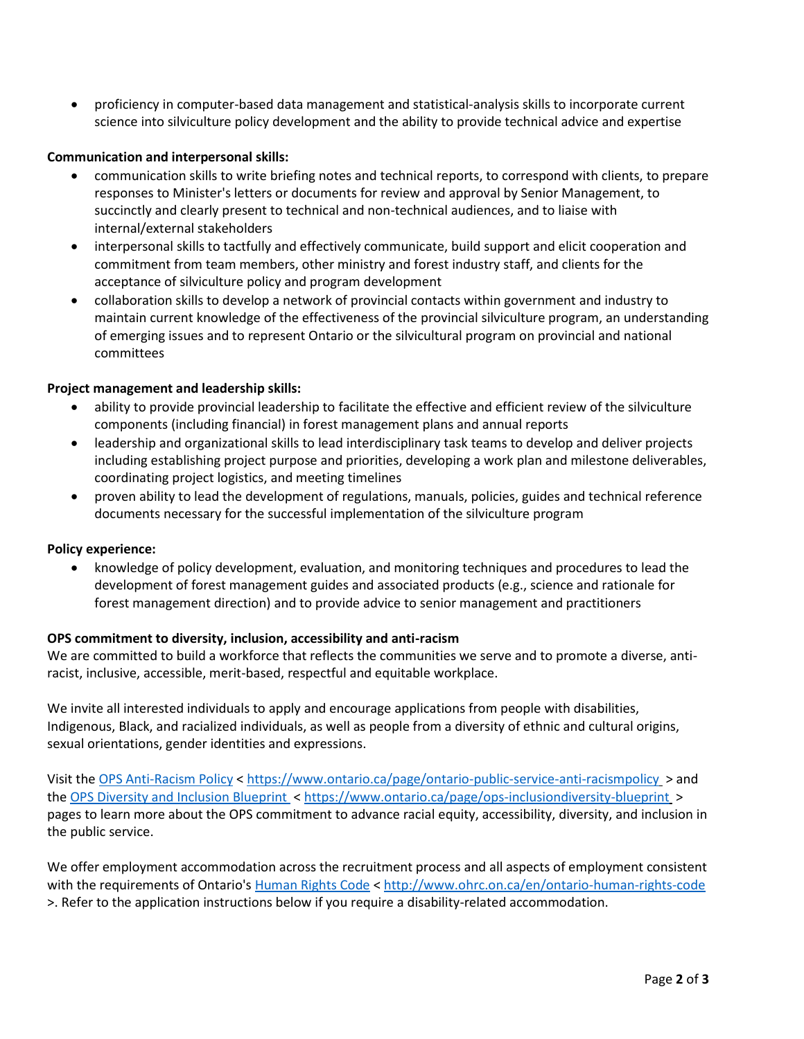- proficiency in computer-based data management and statistical-analysis skills to incorporate current science into silviculture policy development and the ability to provide technical advice and expertise

**Communication and interpersonal skills:**

- communication skills to write briefing notes and technical reports, to correspond with clients, to prepare responses to Minister's letters or documents for review and approval by Senior Management, to succinctly and clearly present to technical and non-technical audiences, and to liaise with internal/external stakeholders
- interpersonal skills to tactfully and effectively communicate, build support and elicit cooperation and commitment from team members, other ministry and forest industry staff, and clients for the acceptance of silviculture policy and program development
- collaboration skills to develop a network of provincial contacts within government and industry to maintain current knowledge of the effectiveness of the provincial silviculture program, an understanding of emerging issues and to represent Ontario or the silvicultural program on provincial and national committees

**Project management and leadership skills:**

- ability to provide provincial leadership to facilitate the effective and efficient review of the silviculture components (including financial) in forest management plans and annual reports
- leadership and organizational skills to lead interdisciplinary task teams to develop and deliver projects including establishing project purpose and priorities, developing a work plan and milestone deliverables, coordinating project logistics, and meeting timelines
- proven ability to lead the development of regulations, manuals, policies, guides and technical reference documents necessary for the successful implementation of the silviculture program

**Policy experience:**

- knowledge of policy development, evaluation, and monitoring techniques and procedures to lead the development of forest management guides and associated products (e.g., science and rationale for forest management direction) and to provide advice to senior management and practitioners

**OPS commitment to diversity, inclusion, accessibility and anti-racism**

We are committed to build a workforce that reflects the communities we serve and to promote a diverse, anti-racist, inclusive, accessible, merit-based, respectful and equitable workplace.

We invite all interested individuals to apply and encourage applications from people with disabilities, Indigenous, Black, and racialized individuals, as well as people from a diversity of ethnic and cultural origins, sexual orientations, gender identities and expressions.

Visit the [OPS Anti-Racism Policy](https://www.ontario.ca/page/ontario-public-service-anti-racismpolicy) < https://www.ontario.ca/page/ontario-public-service-anti-racismpolicy > and the [OPS Diversity and Inclusion Blueprint](https://www.ontario.ca/page/ops-inclusiondiversity-blueprint) < https://www.ontario.ca/page/ops-inclusiondiversity-blueprint > pages to learn more about the OPS commitment to advance racial equity, accessibility, diversity, and inclusion in the public service.

We offer employment accommodation across the recruitment process and all aspects of employment consistent with the requirements of Ontario's [Human Rights Code](http://www.ohrc.on.ca/en/ontario-human-rights-code) < http://www.ohrc.on.ca/en/ontario-human-rights-code >. Refer to the application instructions below if you require a disability-related accommodation.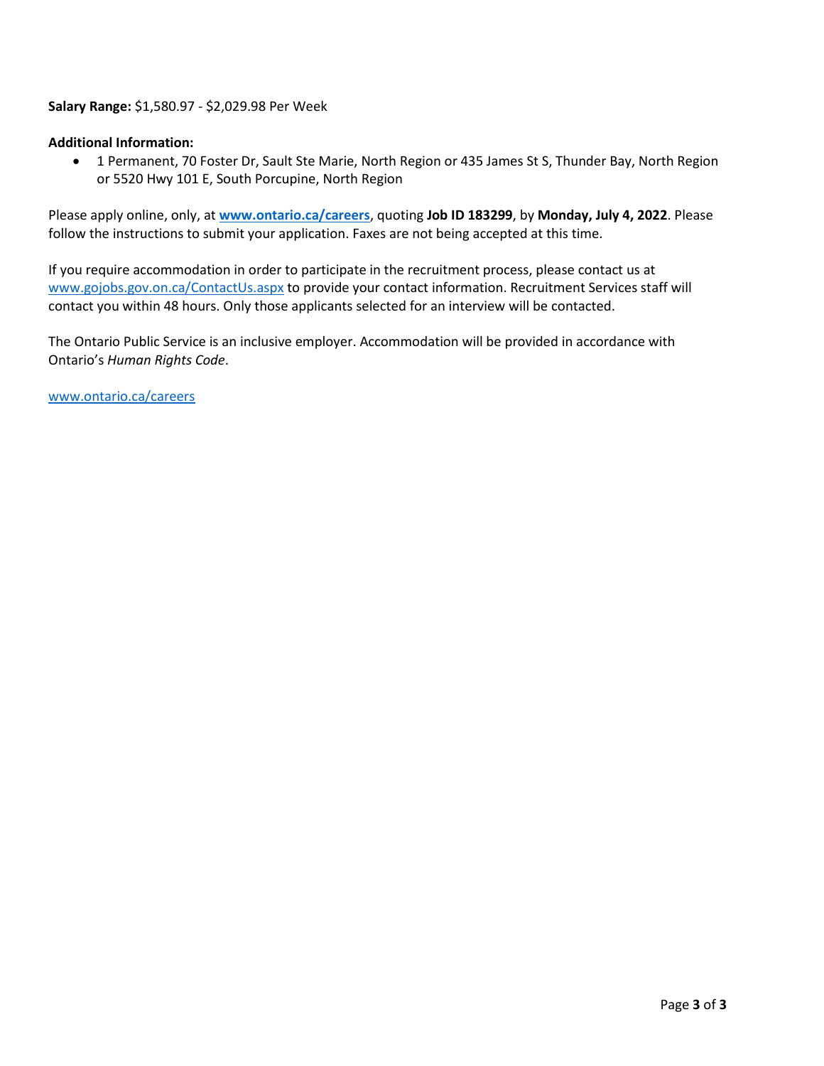**Salary Range:** $1,580.97 - $2,029.98 Per Week

**Additional Information:**

- 1 Permanent, 70 Foster Dr, Sault Ste Marie, North Region or 435 James St S, Thunder Bay, North Region or 5520 Hwy 101 E, South Porcupine, North Region

Please apply online, only, at **www.ontario.ca/careers**, quoting **Job ID 183299**, by **Monday, July 4, 2022**. Please follow the instructions to submit your application. Faxes are not being accepted at this time.

If you require accommodation in order to participate in the recruitment process, please contact us at www.gojobs.gov.on.ca/ContactUs.aspx to provide your contact information. Recruitment Services staff will contact you within 48 hours. Only those applicants selected for an interview will be contacted.

The Ontario Public Service is an inclusive employer. Accommodation will be provided in accordance with Ontario's *Human Rights Code*.

www.ontario.ca/careers